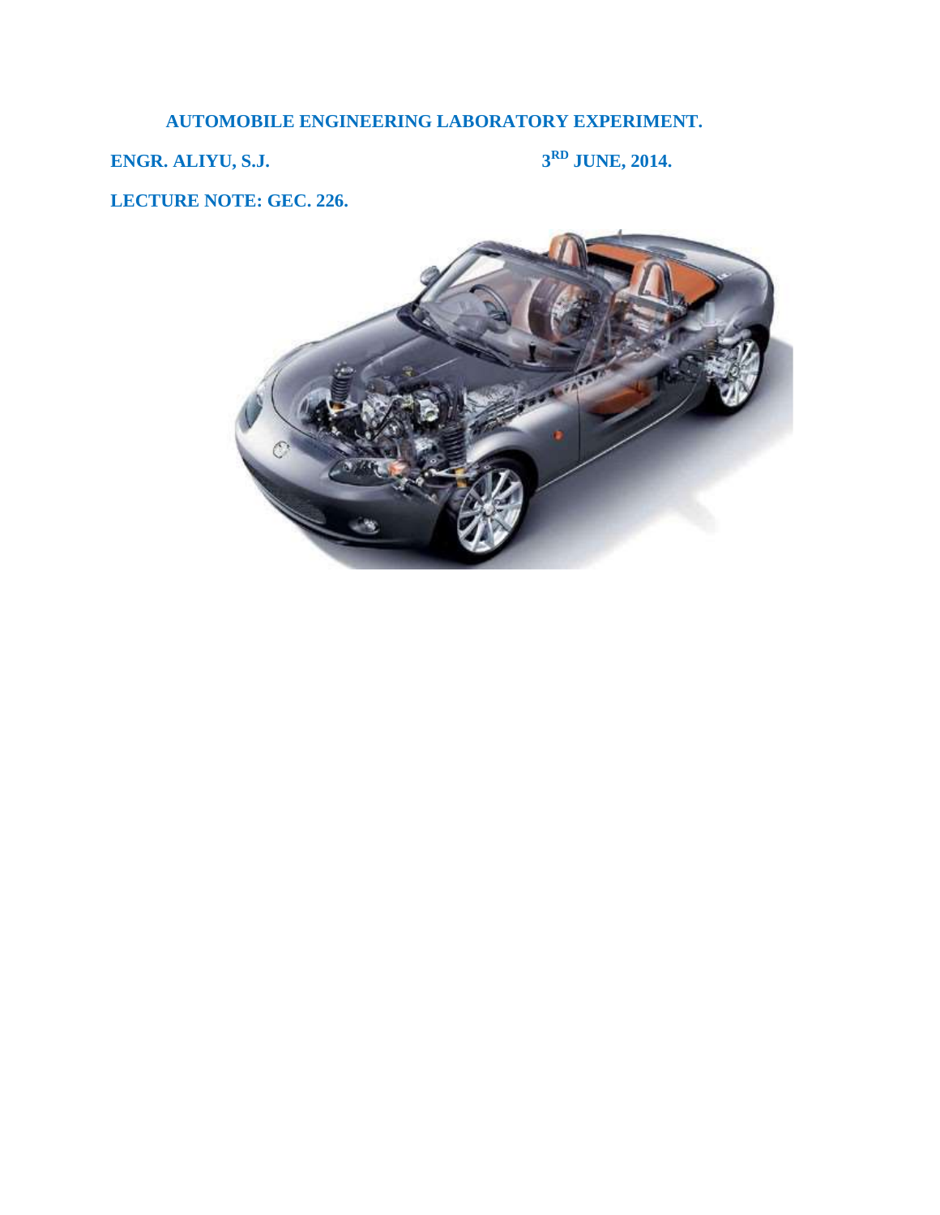**AUTOMOBILE ENGINEERING LABORATORY EXPERIMENT.**

**ENGR. ALIYU, S.J.** **3RD JUNE, 2014.**

**LECTURE NOTE: GEC. 226.**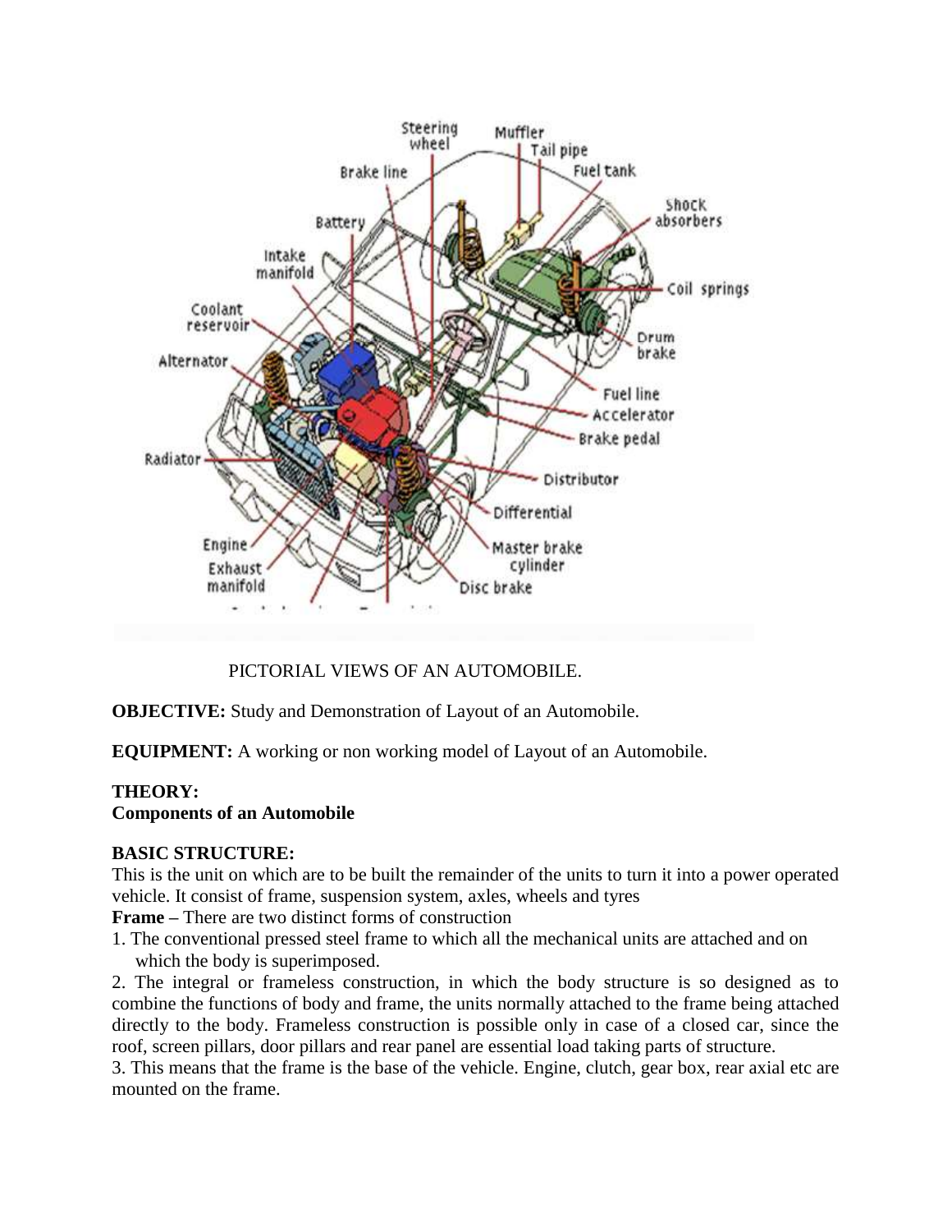PICTORIAL VIEWS OF AN AUTOMOBILE.

**OBJECTIVE:** Study and Demonstration of Layout of an Automobile.

**EQUIPMENT:** A working or non working model of Layout of an Automobile.

**THEORY:**
**Components of an Automobile**

**BASIC STRUCTURE:**
This is the unit on which are to be built the remainder of the units to turn it into a power operated vehicle. It consist of frame, suspension system, axles, wheels and tyres

**Frame –** There are two distinct forms of construction

1. The conventional pressed steel frame to which all the mechanical units are attached and on which the body is superimposed.
2. The integral or frameless construction, in which the body structure is so designed as to combine the functions of body and frame, the units normally attached to the frame being attached directly to the body. Frameless construction is possible only in case of a closed car, since the roof, screen pillars, door pillars and rear panel are essential load taking parts of structure.
3. This means that the frame is the base of the vehicle. Engine, clutch, gear box, rear axial etc are mounted on the frame.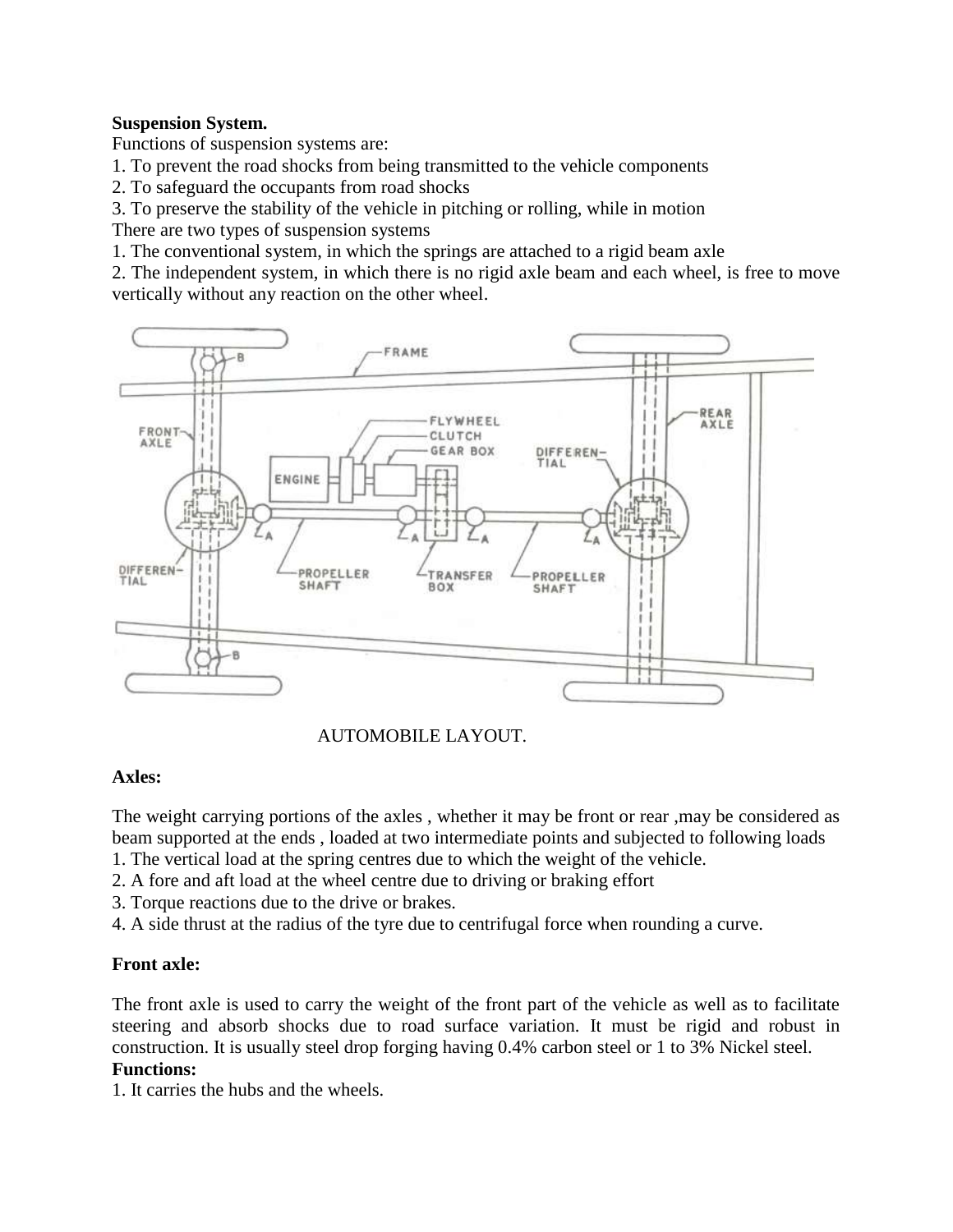**Suspension System.**

Functions of suspension systems are:

1. To prevent the road shocks from being transmitted to the vehicle components
2. To safeguard the occupants from road shocks
3. To preserve the stability of the vehicle in pitching or rolling, while in motion

There are two types of suspension systems

1. The conventional system, in which the springs are attached to a rigid beam axle
2. The independent system, in which there is no rigid axle beam and each wheel, is free to move vertically without any reaction on the other wheel.

AUTOMOBILE LAYOUT.

**Axles:**

The weight carrying portions of the axles , whether it may be front or rear ,may be considered as beam supported at the ends , loaded at two intermediate points and subjected to following loads

1. The vertical load at the spring centres due to which the weight of the vehicle.
2. A fore and aft load at the wheel centre due to driving or braking effort
3. Torque reactions due to the drive or brakes.
4. A side thrust at the radius of the tyre due to centrifugal force when rounding a curve.

**Front axle:**

The front axle is used to carry the weight of the front part of the vehicle as well as to facilitate steering and absorb shocks due to road surface variation. It must be rigid and robust in construction. It is usually steel drop forging having 0.4% carbon steel or 1 to 3% Nickel steel.

**Functions:**

1. It carries the hubs and the wheels.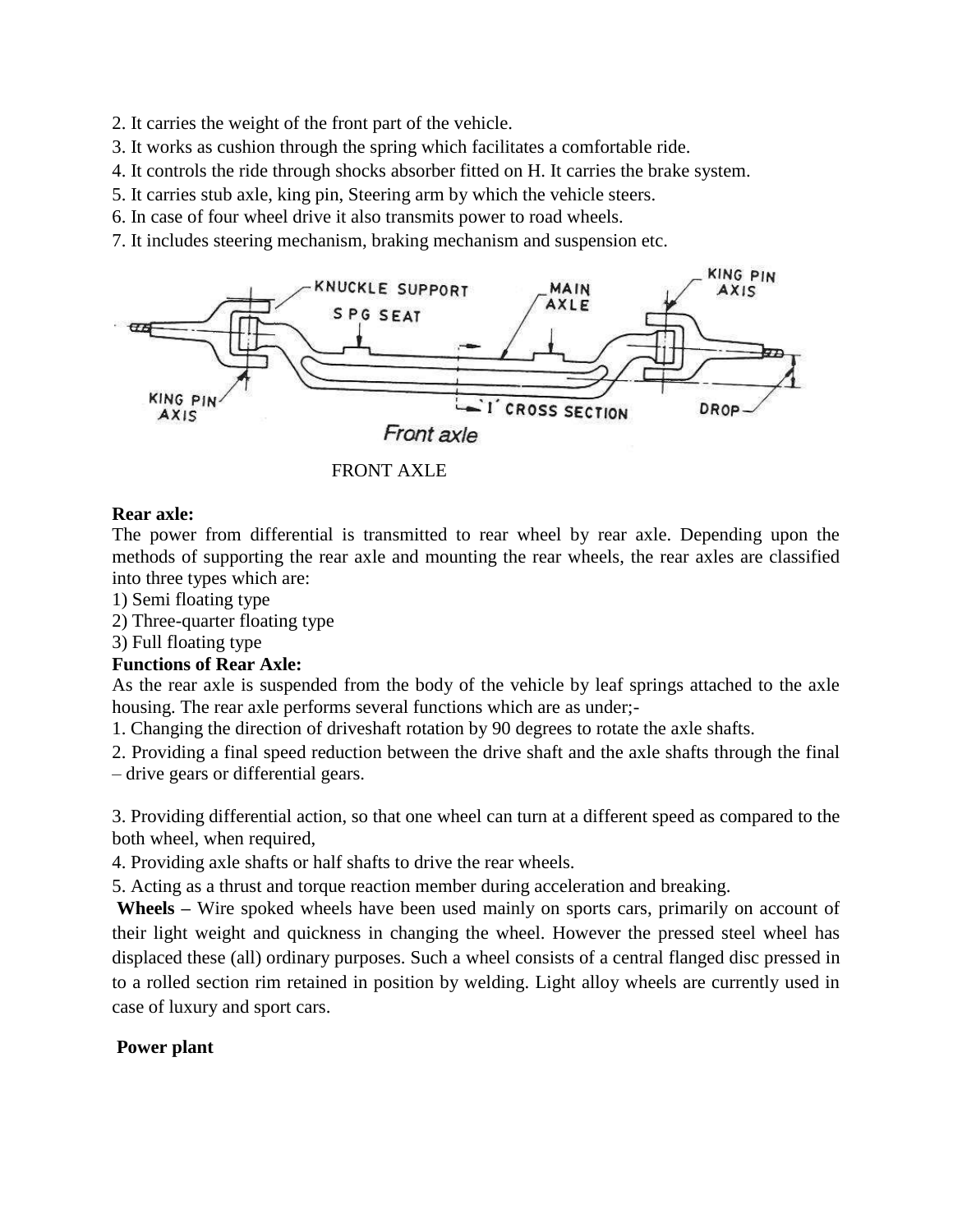2. It carries the weight of the front part of the vehicle.
3. It works as cushion through the spring which facilitates a comfortable ride.
4. It controls the ride through shocks absorber fitted on H. It carries the brake system.
5. It carries stub axle, king pin, Steering arm by which the vehicle steers.
6. In case of four wheel drive it also transmits power to road wheels.
7. It includes steering mechanism, braking mechanism and suspension etc.

FRONT AXLE

**Rear axle:**

The power from differential is transmitted to rear wheel by rear axle. Depending upon the methods of supporting the rear axle and mounting the rear wheels, the rear axles are classified into three types which are:

1) Semi floating type
2) Three-quarter floating type
3) Full floating type

**Functions of Rear Axle:**

As the rear axle is suspended from the body of the vehicle by leaf springs attached to the axle housing. The rear axle performs several functions which are as under;-

1. Changing the direction of driveshaft rotation by 90 degrees to rotate the axle shafts.
2. Providing a final speed reduction between the drive shaft and the axle shafts through the final – drive gears or differential gears.
3. Providing differential action, so that one wheel can turn at a different speed as compared to the both wheel, when required,
4. Providing axle shafts or half shafts to drive the rear wheels.
5. Acting as a thrust and torque reaction member during acceleration and breaking.

**Wheels –** Wire spoked wheels have been used mainly on sports cars, primarily on account of their light weight and quickness in changing the wheel. However the pressed steel wheel has displaced these (all) ordinary purposes. Such a wheel consists of a central flanged disc pressed in to a rolled section rim retained in position by welding. Light alloy wheels are currently used in case of luxury and sport cars.

**Power plant**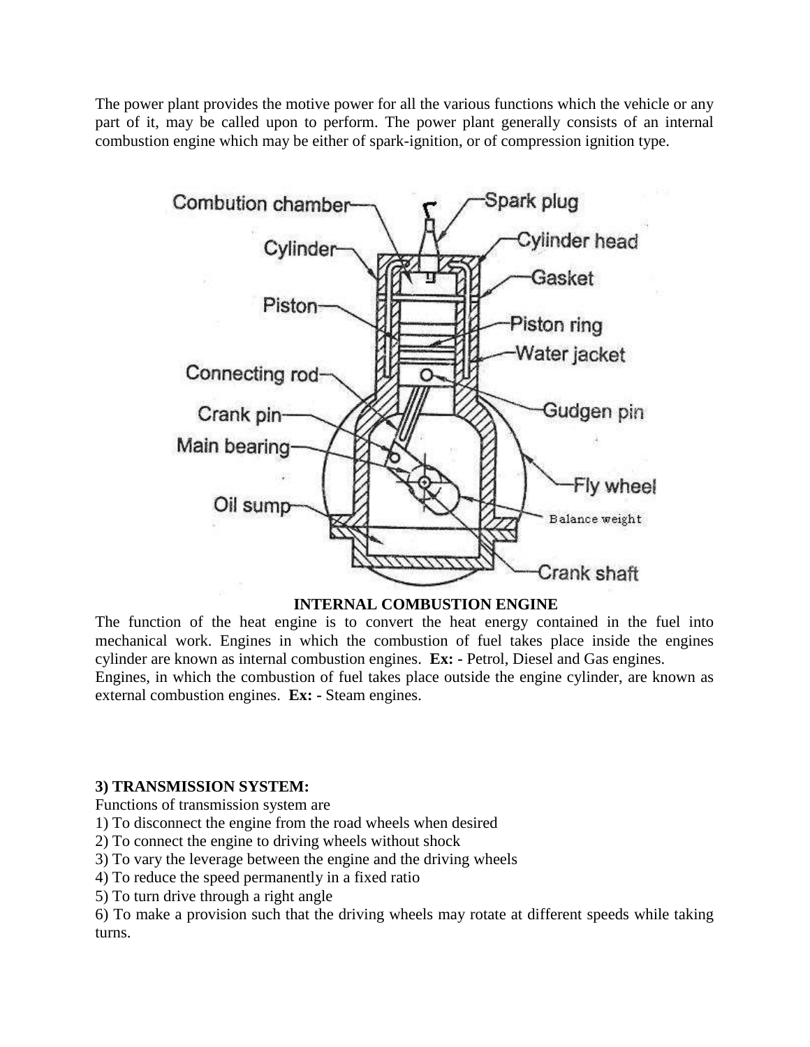The power plant provides the motive power for all the various functions which the vehicle or any part of it, may be called upon to perform. The power plant generally consists of an internal combustion engine which may be either of spark-ignition, or of compression ignition type.

**INTERNAL COMBUSTION ENGINE**

The function of the heat engine is to convert the heat energy contained in the fuel into mechanical work. Engines in which the combustion of fuel takes place inside the engines cylinder are known as internal combustion engines. **Ex: -** Petrol, Diesel and Gas engines.

Engines, in which the combustion of fuel takes place outside the engine cylinder, are known as external combustion engines. **Ex: -** Steam engines.

**3) TRANSMISSION SYSTEM:**

Functions of transmission system are

1) To disconnect the engine from the road wheels when desired
2) To connect the engine to driving wheels without shock
3) To vary the leverage between the engine and the driving wheels
4) To reduce the speed permanently in a fixed ratio
5) To turn drive through a right angle
6) To make a provision such that the driving wheels may rotate at different speeds while taking turns.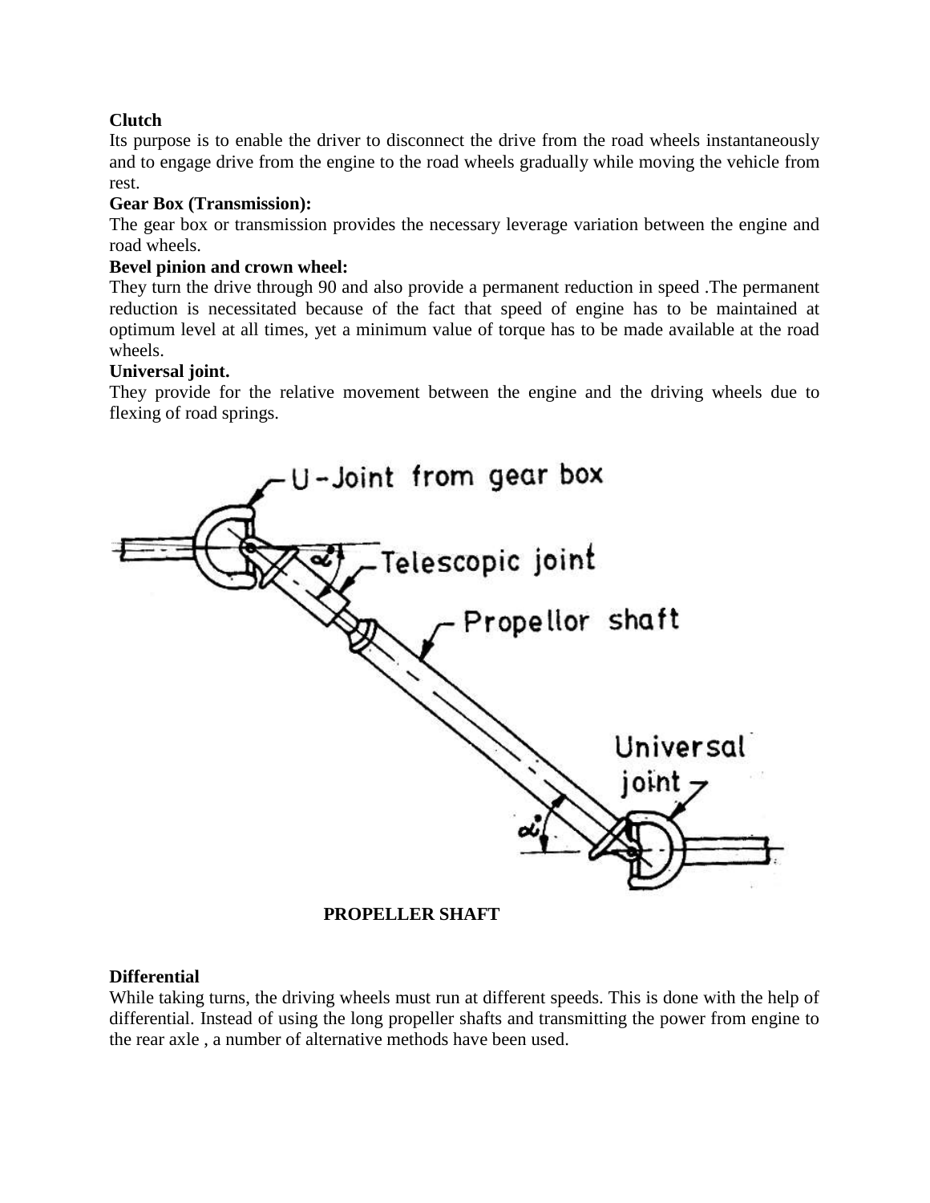**Clutch**

Its purpose is to enable the driver to disconnect the drive from the road wheels instantaneously and to engage drive from the engine to the road wheels gradually while moving the vehicle from rest.

**Gear Box (Transmission):**

The gear box or transmission provides the necessary leverage variation between the engine and road wheels.

**Bevel pinion and crown wheel:**

They turn the drive through 90 and also provide a permanent reduction in speed .The permanent reduction is necessitated because of the fact that speed of engine has to be maintained at optimum level at all times, yet a minimum value of torque has to be made available at the road wheels.

**Universal joint.**

They provide for the relative movement between the engine and the driving wheels due to flexing of road springs.

**PROPELLER SHAFT**

**Differential**

While taking turns, the driving wheels must run at different speeds. This is done with the help of differential. Instead of using the long propeller shafts and transmitting the power from engine to the rear axle , a number of alternative methods have been used.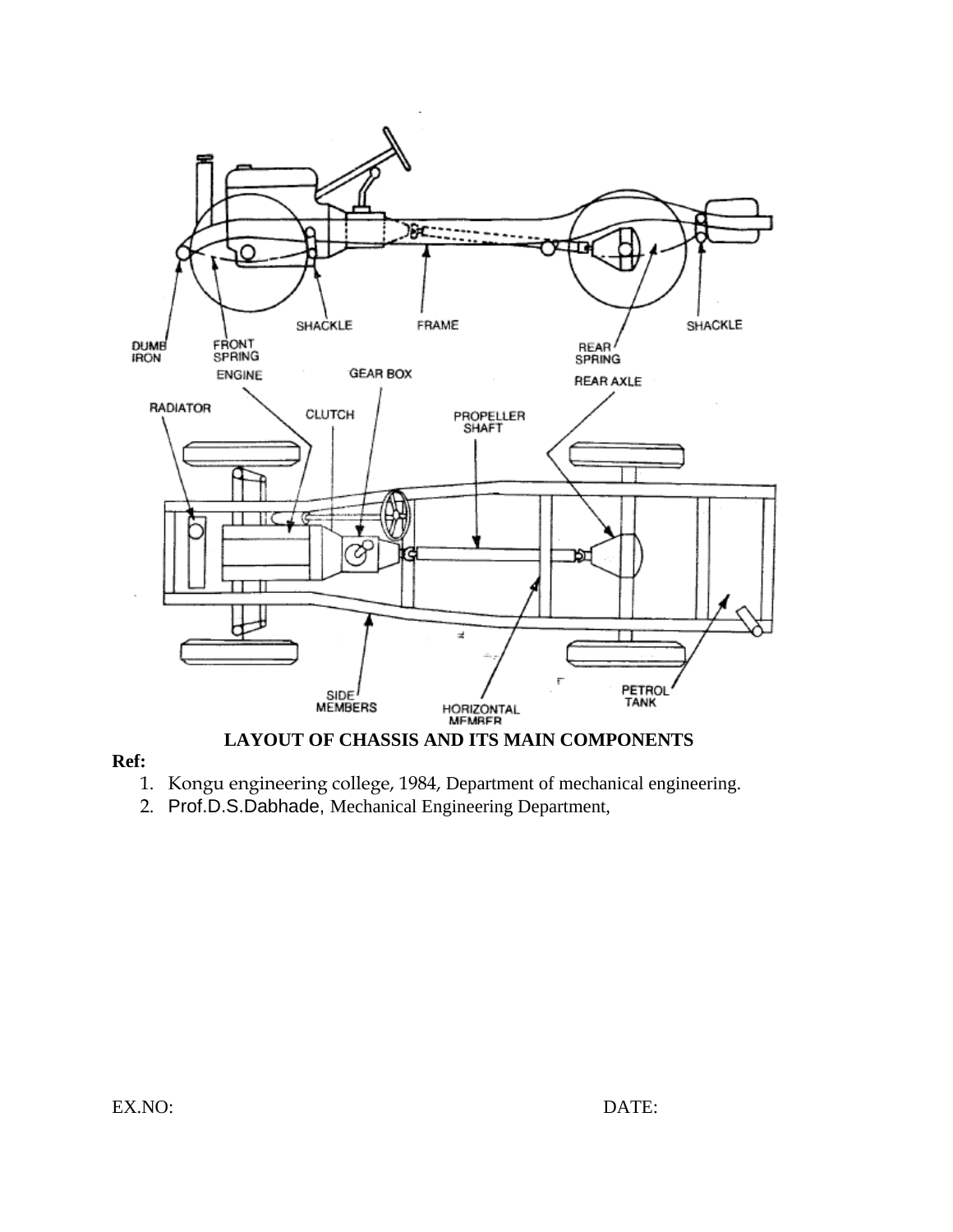**LAYOUT OF CHASSIS AND ITS MAIN COMPONENTS**

**Ref:**

1. Kongu engineering college, 1984, Department of mechanical engineering.
2. Prof.D.S.Dabhade, Mechanical Engineering Department,

EX.NO: DATE: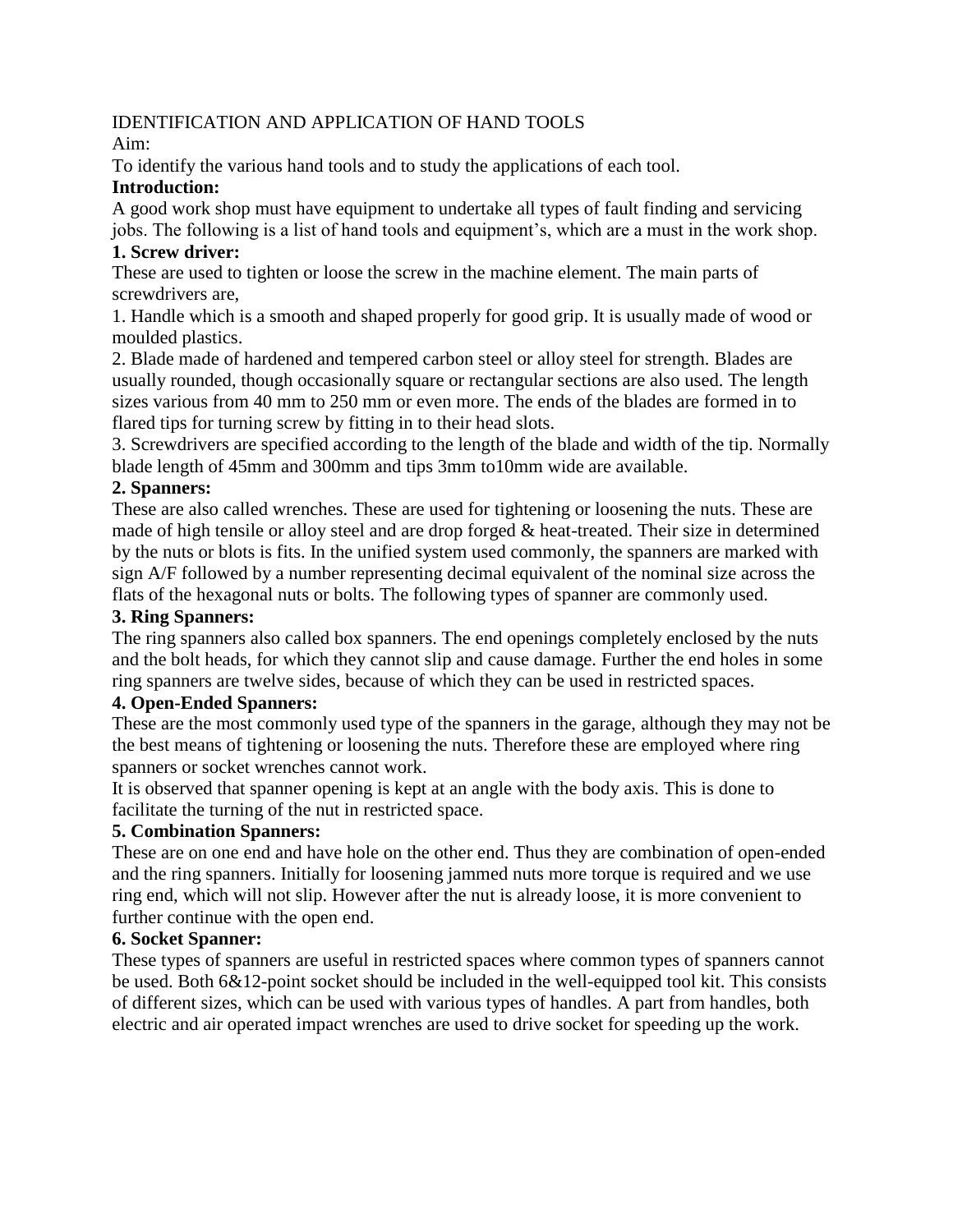IDENTIFICATION AND APPLICATION OF HAND TOOLS

Aim:

To identify the various hand tools and to study the applications of each tool.

**Introduction:**

A good work shop must have equipment to undertake all types of fault finding and servicing jobs. The following is a list of hand tools and equipment's, which are a must in the work shop.

**1. Screw driver:**

These are used to tighten or loose the screw in the machine element. The main parts of screwdrivers are,

1. Handle which is a smooth and shaped properly for good grip. It is usually made of wood or moulded plastics.
2. Blade made of hardened and tempered carbon steel or alloy steel for strength. Blades are usually rounded, though occasionally square or rectangular sections are also used. The length sizes various from 40 mm to 250 mm or even more. The ends of the blades are formed in to flared tips for turning screw by fitting in to their head slots.
3. Screwdrivers are specified according to the length of the blade and width of the tip. Normally blade length of 45mm and 300mm and tips 3mm to10mm wide are available.

**2. Spanners:**

These are also called wrenches. These are used for tightening or loosening the nuts. These are made of high tensile or alloy steel and are drop forged & heat-treated. Their size in determined by the nuts or blots is fits. In the unified system used commonly, the spanners are marked with sign A/F followed by a number representing decimal equivalent of the nominal size across the flats of the hexagonal nuts or bolts. The following types of spanner are commonly used.

**3. Ring Spanners:**

The ring spanners also called box spanners. The end openings completely enclosed by the nuts and the bolt heads, for which they cannot slip and cause damage. Further the end holes in some ring spanners are twelve sides, because of which they can be used in restricted spaces.

**4. Open-Ended Spanners:**

These are the most commonly used type of the spanners in the garage, although they may not be the best means of tightening or loosening the nuts. Therefore these are employed where ring spanners or socket wrenches cannot work.

It is observed that spanner opening is kept at an angle with the body axis. This is done to facilitate the turning of the nut in restricted space.

**5. Combination Spanners:**

These are on one end and have hole on the other end. Thus they are combination of open-ended and the ring spanners. Initially for loosening jammed nuts more torque is required and we use ring end, which will not slip. However after the nut is already loose, it is more convenient to further continue with the open end.

**6. Socket Spanner:**

These types of spanners are useful in restricted spaces where common types of spanners cannot be used. Both 6&12-point socket should be included in the well-equipped tool kit. This consists of different sizes, which can be used with various types of handles. A part from handles, both electric and air operated impact wrenches are used to drive socket for speeding up the work.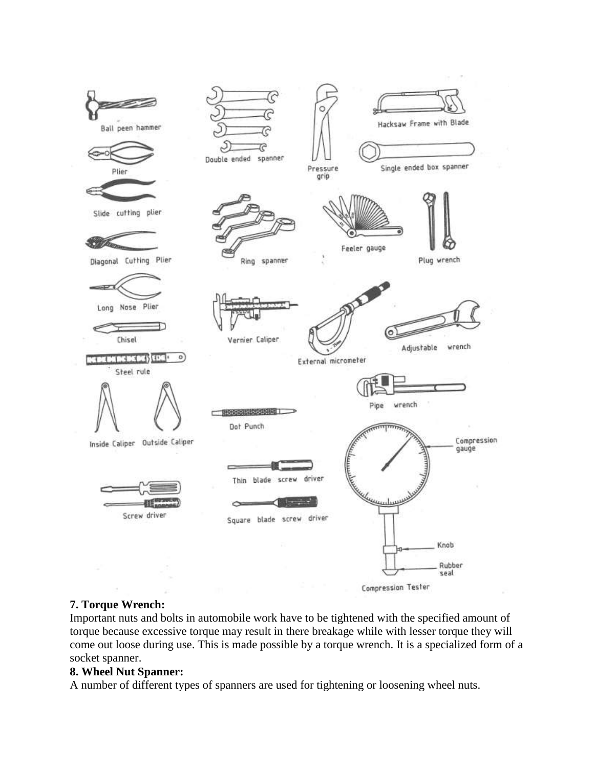**7. Torque Wrench:**

Important nuts and bolts in automobile work have to be tightened with the specified amount of torque because excessive torque may result in there breakage while with lesser torque they will come out loose during use. This is made possible by a torque wrench. It is a specialized form of a socket spanner.

**8. Wheel Nut Spanner:**

A number of different types of spanners are used for tightening or loosening wheel nuts.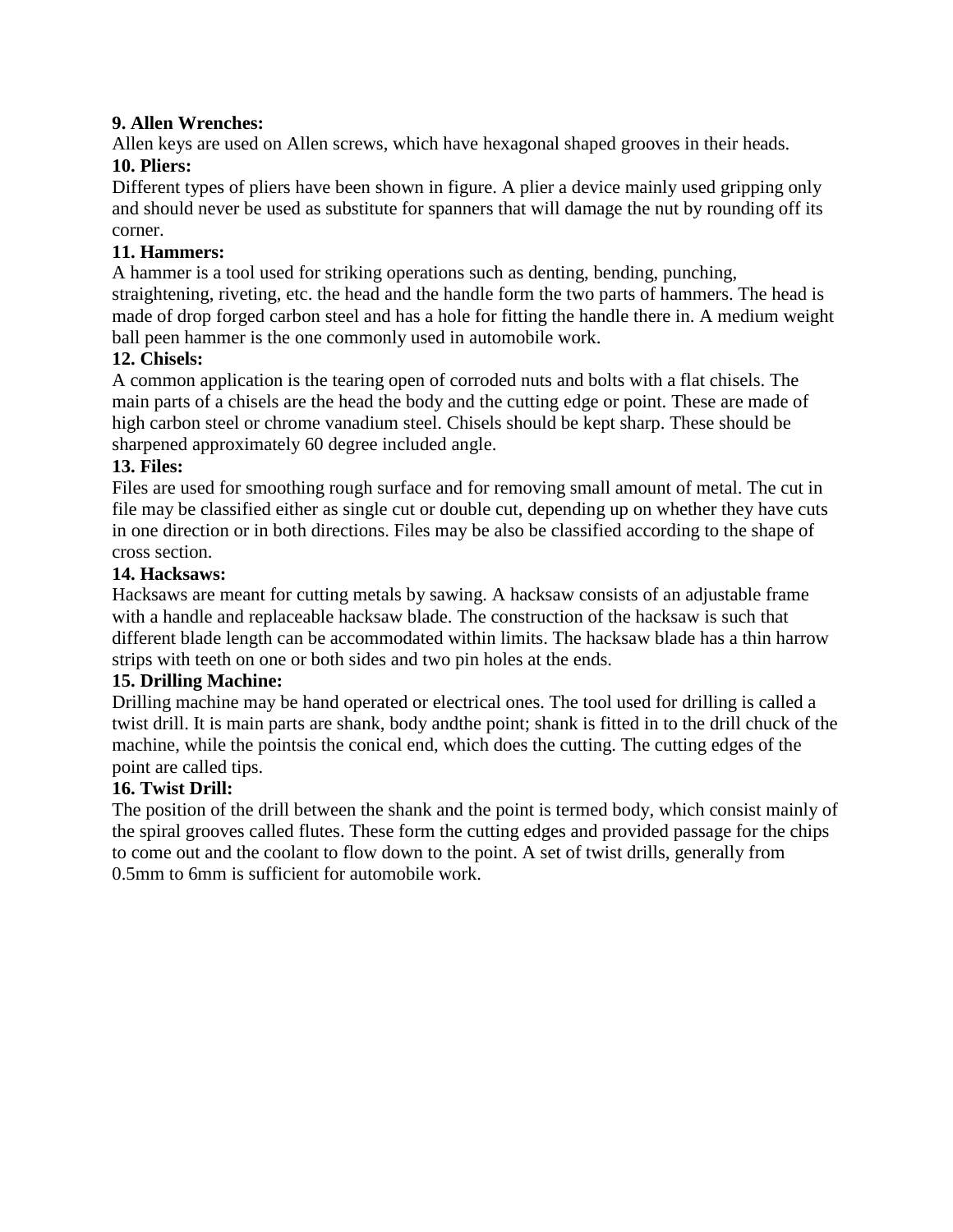**9. Allen Wrenches:**

Allen keys are used on Allen screws, which have hexagonal shaped grooves in their heads.

**10. Pliers:**

Different types of pliers have been shown in figure. A plier a device mainly used gripping only and should never be used as substitute for spanners that will damage the nut by rounding off its corner.

**11. Hammers:**

A hammer is a tool used for striking operations such as denting, bending, punching, straightening, riveting, etc. the head and the handle form the two parts of hammers. The head is made of drop forged carbon steel and has a hole for fitting the handle there in. A medium weight ball peen hammer is the one commonly used in automobile work.

**12. Chisels:**

A common application is the tearing open of corroded nuts and bolts with a flat chisels. The main parts of a chisels are the head the body and the cutting edge or point. These are made of high carbon steel or chrome vanadium steel. Chisels should be kept sharp. These should be sharpened approximately 60 degree included angle.

**13. Files:**

Files are used for smoothing rough surface and for removing small amount of metal. The cut in file may be classified either as single cut or double cut, depending up on whether they have cuts in one direction or in both directions. Files may be also be classified according to the shape of cross section.

**14. Hacksaws:**

Hacksaws are meant for cutting metals by sawing. A hacksaw consists of an adjustable frame with a handle and replaceable hacksaw blade. The construction of the hacksaw is such that different blade length can be accommodated within limits. The hacksaw blade has a thin harrow strips with teeth on one or both sides and two pin holes at the ends.

**15. Drilling Machine:**

Drilling machine may be hand operated or electrical ones. The tool used for drilling is called a twist drill. It is main parts are shank, body andthe point; shank is fitted in to the drill chuck of the machine, while the pointsis the conical end, which does the cutting. The cutting edges of the point are called tips.

**16. Twist Drill:**

The position of the drill between the shank and the point is termed body, which consist mainly of the spiral grooves called flutes. These form the cutting edges and provided passage for the chips to come out and the coolant to flow down to the point. A set of twist drills, generally from 0.5mm to 6mm is sufficient for automobile work.